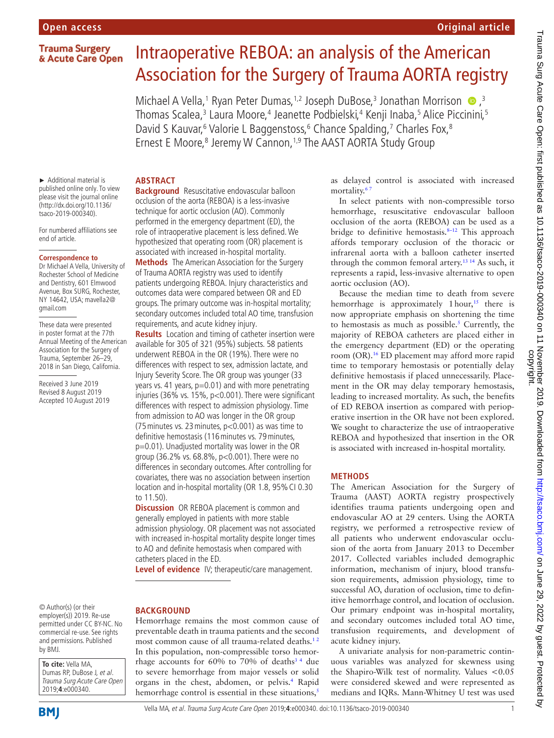# Intraoperative REBOA: an analysis of the American Association for the Surgery of Trauma AORTA registry

Michael A Vella,[1] Ryan Peter Dumas,[1,2] Joseph DuBose,[3] Jonathan Morrison,[3] Thomas Scalea,[3] Laura Moore,[4] Jeanette Podbielski,[4] Kenji Inaba,[5] Alice Piccinini,[5] David S Kauvar,[6] Valorie L Baggenstoss,[6] Chance Spalding,[7] Charles Fox,[8] Ernest E Moore,[8] Jeremy W Cannon,[1,9] The AAST AORTA Study Group

► Additional material is published online only. To view please visit the journal online (http://dx.doi.org/10.1136/tsaco-2019-000340).

For numbered affiliations see end of article.

**Correspondence to**
Dr Michael A Vella, University of Rochester School of Medicine and Dentistry, 601 Elmwood Avenue, Box SURG, Rochester, NY 14642, USA; mavella2@gmail.com

These data were presented in poster format at the 77th Annual Meeting of the American Association for the Surgery of Trauma, September 26–29, 2018 in San Diego, California.

Received 3 June 2019
Revised 8 August 2019
Accepted 10 August 2019

© Author(s) (or their employer(s)) 2019. Re-use permitted under CC BY-NC. No commercial re-use. See rights and permissions. Published by BMJ.

**To cite:** Vella MA, Dumas RP, DuBose J, *et al*. *Trauma Surg Acute Care Open* 2019;**4**:e000340.

## ABSTRACT

**Background** Resuscitative endovascular balloon occlusion of the aorta (REBOA) is a less-invasive technique for aortic occlusion (AO). Commonly performed in the emergency department (ED), the role of intraoperative placement is less defined. We hypothesized that operating room (OR) placement is associated with increased in-hospital mortality.

**Methods** The American Association for the Surgery of Trauma AORTA registry was used to identify patients undergoing REBOA. Injury characteristics and outcomes data were compared between OR and ED groups. The primary outcome was in-hospital mortality; secondary outcomes included total AO time, transfusion requirements, and acute kidney injury.

**Results** Location and timing of catheter insertion were available for 305 of 321 (95%) subjects. 58 patients underwent REBOA in the OR (19%). There were no differences with respect to sex, admission lactate, and Injury Severity Score. The OR group was younger (33 years vs. 41 years, p=0.01) and with more penetrating injuries (36% vs. 15%, p<0.001). There were significant differences with respect to admission physiology. Time from admission to AO was longer in the OR group (75 minutes vs. 23 minutes, p<0.001) as was time to definitive hemostasis (116 minutes vs. 79 minutes, p=0.01). Unadjusted mortality was lower in the OR group (36.2% vs. 68.8%, p<0.001). There were no differences in secondary outcomes. After controlling for covariates, there was no association between insertion location and in-hospital mortality (OR 1.8, 95% CI 0.30 to 11.50).

**Discussion** OR REBOA placement is common and generally employed in patients with more stable admission physiology. OR placement was not associated with increased in-hospital mortality despite longer times to AO and definite hemostasis when compared with catheters placed in the ED.

**Level of evidence** IV; therapeutic/care management.

## BACKGROUND

Hemorrhage remains the most common cause of preventable death in trauma patients and the second most common cause of all trauma-related deaths.[1,2] In this population, non-compressible torso hemorrhage accounts for 60% to 70% of deaths[3,4] due to severe hemorrhage from major vessels or solid organs in the chest, abdomen, or pelvis.[4] Rapid hemorrhage control is essential in these situations,[5] as delayed control is associated with increased mortality.[6,7]

In select patients with non-compressible torso hemorrhage, resuscitative endovascular balloon occlusion of the aorta (REBOA) can be used as a bridge to definitive hemostasis.[8–12] This approach affords temporary occlusion of the thoracic or infrarenal aorta with a balloon catheter inserted through the common femoral artery.[13,14] As such, it represents a rapid, less-invasive alternative to open aortic occlusion (AO).

Because the median time to death from severe hemorrhage is approximately 1 hour,[15] there is now appropriate emphasis on shortening the time to hemostasis as much as possible.[5] Currently, the majority of REBOA catheters are placed either in the emergency department (ED) or the operating room (OR).[16] ED placement may afford more rapid time to temporary hemostasis or potentially delay definitive hemostasis if placed unnecessarily. Placement in the OR may delay temporary hemostasis, leading to increased mortality. As such, the benefits of ED REBOA insertion as compared with perioperative insertion in the OR have not been explored. We sought to characterize the use of intraoperative REBOA and hypothesized that insertion in the OR is associated with increased in-hospital mortality.

## METHODS

The American Association for the Surgery of Trauma (AAST) AORTA registry prospectively identifies trauma patients undergoing open and endovascular AO at 29 centers. Using the AORTA registry, we performed a retrospective review of all patients who underwent endovascular occlusion of the aorta from January 2013 to December 2017. Collected variables included demographic information, mechanism of injury, blood transfusion requirements, admission physiology, time to successful AO, duration of occlusion, time to definitive hemorrhage control, and location of occlusion. Our primary endpoint was in-hospital mortality, and secondary outcomes included total AO time, transfusion requirements, and development of acute kidney injury.

A univariate analysis for non-parametric continuous variables was analyzed for skewness using the Shapiro-Wilk test of normality. Values <0.05 were considered skewed and were represented as medians and IQRs. Mann-Whitney U test was used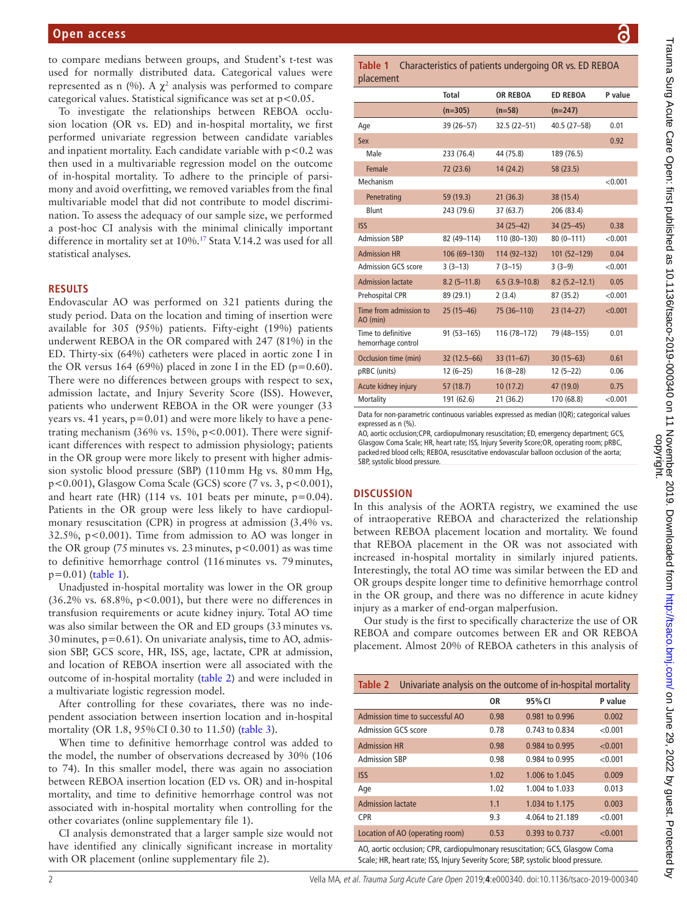to compare medians between groups, and Student's t-test was used for normally distributed data. Categorical values were represented as n (%). A $\chi^2$ analysis was performed to compare categorical values. Statistical significance was set at $p<0.05$.

To investigate the relationships between REBOA occlusion location (OR vs. ED) and in-hospital mortality, we first performed univariate regression between candidate variables and inpatient mortality. Each candidate variable with $p<0.2$ was then used in a multivariable regression model on the outcome of in-hospital mortality. To adhere to the principle of parsimony and avoid overfitting, we removed variables from the final multivariable model that did not contribute to model discrimination. To assess the adequacy of our sample size, we performed a post-hoc CI analysis with the minimal clinically important difference in mortality set at 10%.[17] Stata V.14.2 was used for all statistical analyses.

## RESULTS

Endovascular AO was performed on 321 patients during the study period. Data on the location and timing of insertion were available for 305 (95%) patients. Fifty-eight (19%) patients underwent REBOA in the OR compared with 247 (81%) in the ED. Thirty-six (64%) catheters were placed in aortic zone I in the OR versus 164 (69%) placed in zone I in the ED (p=0.60). There were no differences between groups with respect to sex, admission lactate, and Injury Severity Score (ISS). However, patients who underwent REBOA in the OR were younger (33 years vs. 41 years, p=0.01) and were more likely to have a penetrating mechanism (36% vs. 15%, $p<0.001$). There were significant differences with respect to admission physiology; patients in the OR group were more likely to present with higher admission systolic blood pressure (SBP) (110 mm Hg vs. 80 mm Hg, $p<0.001$), Glasgow Coma Scale (GCS) score (7 vs. 3, $p<0.001$), and heart rate (HR) (114 vs. 101 beats per minute, p=0.04). Patients in the OR group were less likely to have cardiopulmonary resuscitation (CPR) in progress at admission (3.4% vs. 32.5%, $p<0.001$). Time from admission to AO was longer in the OR group (75 minutes vs. 23 minutes, $p<0.001$) as was time to definitive hemorrhage control (116 minutes vs. 79 minutes, p=0.01) (table 1).

Unadjusted in-hospital mortality was lower in the OR group (36.2% vs. 68.8%, $p<0.001$), but there were no differences in transfusion requirements or acute kidney injury. Total AO time was also similar between the OR and ED groups (33 minutes vs. 30 minutes, p=0.61). On univariate analysis, time to AO, admission SBP, GCS score, HR, ISS, age, lactate, CPR at admission, and location of REBOA insertion were all associated with the outcome of in-hospital mortality (table 2) and were included in a multivariate logistic regression model.

After controlling for these covariates, there was no independent association between insertion location and in-hospital mortality (OR 1.8, 95% CI 0.30 to 11.50) (table 3).

When time to definitive hemorrhage control was added to the model, the number of observations decreased by 30% (106 to 74). In this smaller model, there was again no association between REBOA insertion location (ED vs. OR) and in-hospital mortality, and time to definitive hemorrhage control was not associated with in-hospital mortality when controlling for the other covariates (online supplementary file 1).

CI analysis demonstrated that a larger sample size would not have identified any clinically significant increase in mortality with OR placement (online supplementary file 2).

**Table 1** Characteristics of patients undergoing OR vs. ED REBOA placement

| | Total | OR REBOA | ED REBOA | P value |
|---|---|---|---|---|
| | (n=305) | (n=58) | (n=247) | |
| Age | 39 (26–57) | 32.5 (22–51) | 40.5 (27–58) | 0.01 |
| Sex | | | | 0.92 |
| Male | 233 (76.4) | 44 (75.8) | 189 (76.5) | |
| Female | 72 (23.6) | 14 (24.2) | 58 (23.5) | |
| Mechanism | | | | <0.001 |
| Penetrating | 59 (19.3) | 21 (36.3) | 38 (15.4) | |
| Blunt | 243 (79.6) | 37 (63.7) | 206 (83.4) | |
| ISS | | 34 (25–42) | 34 (25–45) | 0.38 |
| Admission SBP | 82 (49–114) | 110 (80–130) | 80 (0–111) | <0.001 |
| Admission HR | 106 (69–130) | 114 (92–132) | 101 (52–129) | 0.04 |
| Admission GCS score | 3 (3–13) | 7 (3–15) | 3 (3–9) | <0.001 |
| Admission lactate | 8.2 (5–11.8) | 6.5 (3.9–10.8) | 8.2 (5.2–12.1) | 0.05 |
| Prehospital CPR | 89 (29.1) | 2 (3.4) | 87 (35.2) | <0.001 |
| Time from admission to AO (min) | 25 (15–46) | 75 (36–110) | 23 (14–27) | <0.001 |
| Time to definitive hemorrhage control | 91 (53–165) | 116 (78–172) | 79 (48–155) | 0.01 |
| Occlusion time (min) | 32 (12.5–66) | 33 (11–67) | 30 (15–63) | 0.61 |
| pRBC (units) | 12 (6–25) | 16 (8–28) | 12 (5–22) | 0.06 |
| Acute kidney injury | 57 (18.7) | 10 (17.2) | 47 (19.0) | 0.75 |
| Mortality | 191 (62.6) | 21 (36.2) | 170 (68.8) | <0.001 |

Data for non-parametric continuous variables expressed as median (IQR); categorical values expressed as n (%).

AO, aortic occlusion;CPR, cardiopulmonary resuscitation; ED, emergency department; GCS, Glasgow Coma Scale; HR, heart rate; ISS, Injury Severity Score;OR, operating room; pRBC, packed red blood cells; REBOA, resuscitative endovascular balloon occlusion of the aorta; SBP, systolic blood pressure.

## DISCUSSION

In this analysis of the AORTA registry, we examined the use of intraoperative REBOA and characterized the relationship between REBOA placement location and mortality. We found that REBOA placement in the OR was not associated with increased in-hospital mortality in similarly injured patients. Interestingly, the total AO time was similar between the ED and OR groups despite longer time to definitive hemorrhage control in the OR group, and there was no difference in acute kidney injury as a marker of end-organ malperfusion.

Our study is the first to specifically characterize the use of OR REBOA and compare outcomes between ER and OR REBOA placement. Almost 20% of REBOA catheters in this analysis of

**Table 2** Univariate analysis on the outcome of in-hospital mortality

| | OR | 95% CI | P value |
|---|---|---|---|
| Admission time to successful AO | 0.98 | 0.981 to 0.996 | 0.002 |
| Admission GCS score | 0.78 | 0.743 to 0.834 | <0.001 |
| Admission HR | 0.98 | 0.984 to 0.995 | <0.001 |
| Admission SBP | 0.98 | 0.984 to 0.995 | <0.001 |
| ISS | 1.02 | 1.006 to 1.045 | 0.009 |
| Age | 1.02 | 1.004 to 1.033 | 0.013 |
| Admission lactate | 1.1 | 1.034 to 1.175 | 0.003 |
| CPR | 9.3 | 4.064 to 21.189 | <0.001 |
| Location of AO (operating room) | 0.53 | 0.393 to 0.737 | <0.001 |

AO, aortic occlusion; CPR, cardiopulmonary resuscitation; GCS, Glasgow Coma Scale; HR, heart rate; ISS, Injury Severity Score; SBP, systolic blood pressure.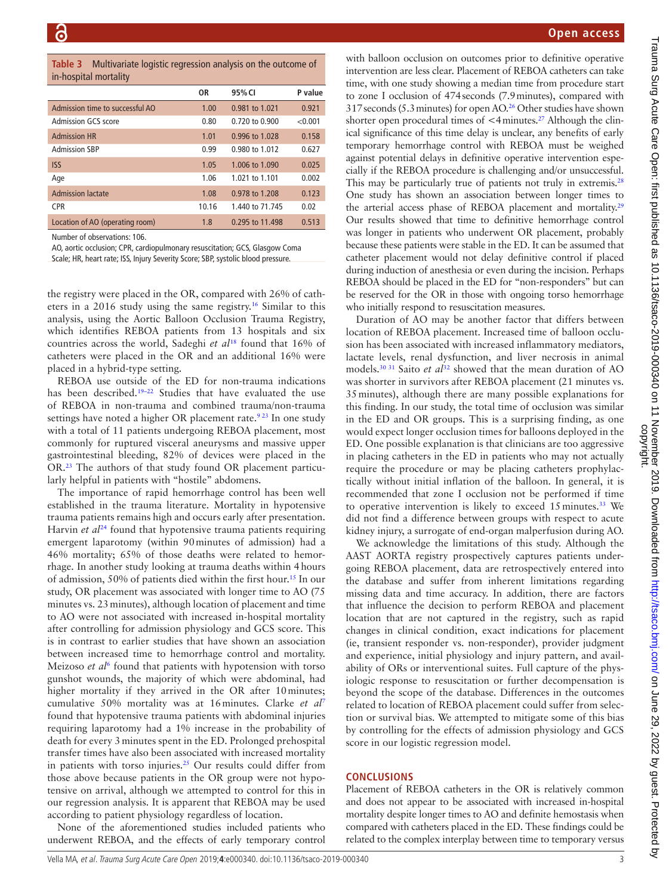**Table 3** Multivariate logistic regression analysis on the outcome of in-hospital mortality

| | OR | 95% CI | P value |
|---|---|---|---|
| Admission time to successful AO | 1.00 | 0.981 to 1.021 | 0.921 |
| Admission GCS score | 0.80 | 0.720 to 0.900 | <0.001 |
| Admission HR | 1.01 | 0.996 to 1.028 | 0.158 |
| Admission SBP | 0.99 | 0.980 to 1.012 | 0.627 |
| ISS | 1.05 | 1.006 to 1.090 | 0.025 |
| Age | 1.06 | 1.021 to 1.101 | 0.002 |
| Admission lactate | 1.08 | 0.978 to 1.208 | 0.123 |
| CPR | 10.16 | 1.440 to 71.745 | 0.02 |
| Location of AO (operating room) | 1.8 | 0.295 to 11.498 | 0.513 |

Number of observations: 106.

AO, aortic occlusion; CPR, cardiopulmonary resuscitation; GCS, Glasgow Coma Scale; HR, heart rate; ISS, Injury Severity Score; SBP, systolic blood pressure.

the registry were placed in the OR, compared with 26% of catheters in a 2016 study using the same registry.[16] Similar to this analysis, using the Aortic Balloon Occlusion Trauma Registry, which identifies REBOA patients from 13 hospitals and six countries across the world, Sadeghi *et al*[18] found that 16% of catheters were placed in the OR and an additional 16% were placed in a hybrid-type setting.

REBOA use outside of the ED for non-trauma indications has been described.[19–22] Studies that have evaluated the use of REBOA in non-trauma and combined trauma/non-trauma settings have noted a higher OR placement rate.[9,23] In one study with a total of 11 patients undergoing REBOA placement, most commonly for ruptured visceral aneurysms and massive upper gastrointestinal bleeding, 82% of devices were placed in the OR.[23] The authors of that study found OR placement particularly helpful in patients with "hostile" abdomens.

The importance of rapid hemorrhage control has been well established in the trauma literature. Mortality in hypotensive trauma patients remains high and occurs early after presentation. Harvin *et al*[24] found that hypotensive trauma patients requiring emergent laparotomy (within 90 minutes of admission) had a 46% mortality; 65% of those deaths were related to hemorrhage. In another study looking at trauma deaths within 4 hours of admission, 50% of patients died within the first hour.[15] In our study, OR placement was associated with longer time to AO (75 minutes vs. 23 minutes), although location of placement and time to AO were not associated with increased in-hospital mortality after controlling for admission physiology and GCS score. This is in contrast to earlier studies that have shown an association between increased time to hemorrhage control and mortality. Meizoso *et al*[6] found that patients with hypotension with torso gunshot wounds, the majority of which were abdominal, had higher mortality if they arrived in the OR after 10 minutes; cumulative 50% mortality was at 16 minutes. Clarke *et al*[7] found that hypotensive trauma patients with abdominal injuries requiring laparotomy had a 1% increase in the probability of death for every 3 minutes spent in the ED. Prolonged prehospital transfer times have also been associated with increased mortality in patients with torso injuries.[25] Our results could differ from those above because patients in the OR group were not hypotensive on arrival, although we attempted to control for this in our regression analysis. It is apparent that REBOA may be used according to patient physiology regardless of location.

None of the aforementioned studies included patients who underwent REBOA, and the effects of early temporary control with balloon occlusion on outcomes prior to definitive operative intervention are less clear. Placement of REBOA catheters can take time, with one study showing a median time from procedure start to zone I occlusion of 474 seconds (7.9 minutes), compared with 317 seconds (5.3 minutes) for open AO.[26] Other studies have shown shorter open procedural times of <4 minutes.[27] Although the clinical significance of this time delay is unclear, any benefits of early temporary hemorrhage control with REBOA must be weighed against potential delays in definitive operative intervention especially if the REBOA procedure is challenging and/or unsuccessful. This may be particularly true of patients not truly in extremis.[28] One study has shown an association between longer times to the arterial access phase of REBOA placement and mortality.[29] Our results showed that time to definitive hemorrhage control was longer in patients who underwent OR placement, probably because these patients were stable in the ED. It can be assumed that catheter placement would not delay definitive control if placed during induction of anesthesia or even during the incision. Perhaps REBOA should be placed in the ED for "non-responders" but can be reserved for the OR in those with ongoing torso hemorrhage who initially respond to resuscitation measures.

Duration of AO may be another factor that differs between location of REBOA placement. Increased time of balloon occlusion has been associated with increased inflammatory mediators, lactate levels, renal dysfunction, and liver necrosis in animal models.[30,31] Saito *et al*[32] showed that the mean duration of AO was shorter in survivors after REBOA placement (21 minutes vs. 35 minutes), although there are many possible explanations for this finding. In our study, the total time of occlusion was similar in the ED and OR groups. This is a surprising finding, as one would expect longer occlusion times for balloons deployed in the ED. One possible explanation is that clinicians are too aggressive in placing catheters in the ED in patients who may not actually require the procedure or may be placing catheters prophylactically without initial inflation of the balloon. In general, it is recommended that zone I occlusion not be performed if time to operative intervention is likely to exceed 15 minutes.[33] We did not find a difference between groups with respect to acute kidney injury, a surrogate of end-organ malperfusion during AO.

We acknowledge the limitations of this study. Although the AAST AORTA registry prospectively captures patients undergoing REBOA placement, data are retrospectively entered into the database and suffer from inherent limitations regarding missing data and time accuracy. In addition, there are factors that influence the decision to perform REBOA and placement location that are not captured in the registry, such as rapid changes in clinical condition, exact indications for placement (ie, transient responder vs. non-responder), provider judgment and experience, initial physiology and injury pattern, and availability of ORs or interventional suites. Full capture of the physiologic response to resuscitation or further decompensation is beyond the scope of the database. Differences in the outcomes related to location of REBOA placement could suffer from selection or survival bias. We attempted to mitigate some of this bias by controlling for the effects of admission physiology and GCS score in our logistic regression model.

## CONCLUSIONS

Placement of REBOA catheters in the OR is relatively common and does not appear to be associated with increased in-hospital mortality despite longer times to AO and definite hemostasis when compared with catheters placed in the ED. These findings could be related to the complex interplay between time to temporary versus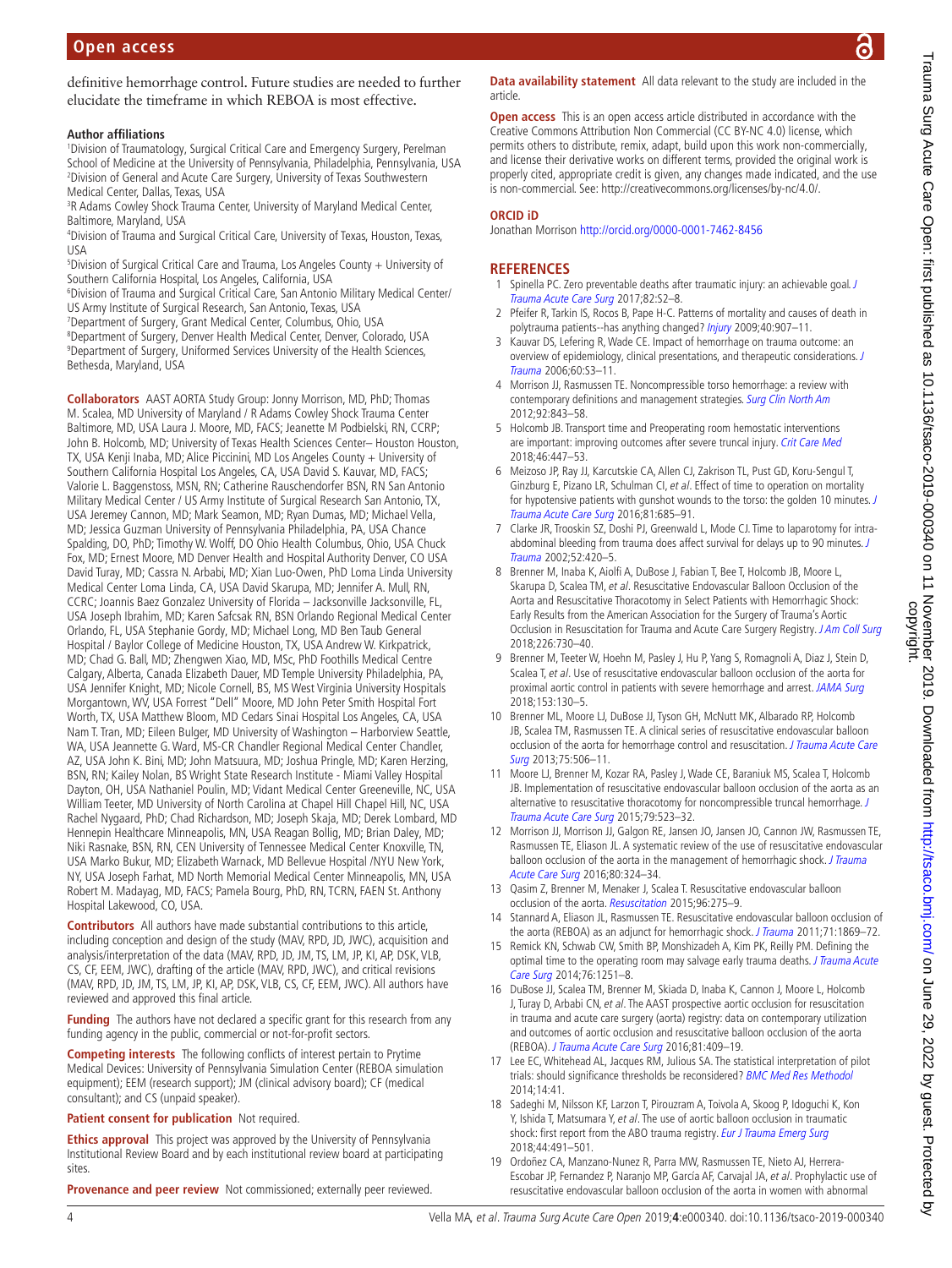definitive hemorrhage control. Future studies are needed to further elucidate the timeframe in which REBOA is most effective.

**Author affiliations**

[1]Division of Traumatology, Surgical Critical Care and Emergency Surgery, Perelman School of Medicine at the University of Pennsylvania, Philadelphia, Pennsylvania, USA
[2]Division of General and Acute Care Surgery, University of Texas Southwestern Medical Center, Dallas, Texas, USA
[3]R Adams Cowley Shock Trauma Center, University of Maryland Medical Center, Baltimore, Maryland, USA
[4]Division of Trauma and Surgical Critical Care, University of Texas, Houston, Texas, USA
[5]Division of Surgical Critical Care and Trauma, Los Angeles County + University of Southern California Hospital, Los Angeles, California, USA
[6]Division of Trauma and Surgical Critical Care, San Antonio Military Medical Center/US Army Institute of Surgical Research, San Antonio, Texas, USA
[7]Department of Surgery, Grant Medical Center, Columbus, Ohio, USA
[8]Department of Surgery, Denver Health Medical Center, Denver, Colorado, USA
[9]Department of Surgery, Uniformed Services University of the Health Sciences, Bethesda, Maryland, USA

**Collaborators** AAST AORTA Study Group: Jonny Morrison, MD, PhD; Thomas M. Scalea, MD University of Maryland / R Adams Cowley Shock Trauma Center Baltimore, MD, USA Laura J. Moore, MD, FACS; Jeanette M Podbielski, RN, CCRP; John B. Holcomb, MD; University of Texas Health Sciences Center– Houston Houston, TX, USA Kenji Inaba, MD; Alice Piccinini, MD Los Angeles County + University of Southern California Hospital Los Angeles, CA, USA David S. Kauvar, MD, FACS; Valorie L. Baggenstoss, MSN, RN; Catherine Rauschendorfer BSN, RN San Antonio Military Medical Center / US Army Institute of Surgical Research San Antonio, TX, USA Jeremey Cannon, MD; Mark Seamon, MD; Ryan Dumas, MD; Michael Vella, MD; Jessica Guzman University of Pennsylvania Philadelphia, PA, USA Chance Spalding, DO, PhD; Timothy W. Wolff, DO Ohio Health Columbus, Ohio, USA Chuck Fox, MD; Ernest Moore, MD Denver Health and Hospital Authority Denver, CO USA David Turay, MD; Cassra N. Arbabi, MD; Xian Luo-Owen, PhD Loma Linda University Medical Center Loma Linda, CA, USA David Skarupa, MD; Jennifer A. Mull, RN, CCRC; Joannis Baez Gonzalez University of Florida – Jacksonville Jacksonville, FL, USA Joseph Ibrahim, MD; Karen Safcsak RN, BSN Orlando Regional Medical Center Orlando, FL, USA Stephanie Gordy, MD; Michael Long, MD Ben Taub General Hospital / Baylor College of Medicine Houston, TX, USA Andrew W. Kirkpatrick, MD; Chad G. Ball, MD; Zhengwen Xiao, MD, MSc, PhD Foothills Medical Centre Calgary, Alberta, Canada Elizabeth Dauer, MD Temple University Philadelphia, PA, USA Jennifer Knight, MD; Nicole Cornell, BS, MS West Virginia University Hospitals Morgantown, WV, USA Forrest "Dell" Moore, MD John Peter Smith Hospital Fort Worth, TX, USA Matthew Bloom, MD Cedars Sinai Hospital Los Angeles, CA, USA Nam T. Tran, MD; Eileen Bulger, MD University of Washington – Harborview Seattle, WA, USA Jeannette G. Ward, MS-CR Chandler Regional Medical Center Chandler, AZ, USA John K. Bini, MD; John Matsuura, MD; Joshua Pringle, MD; Karen Herzing, BSN, RN; Kailey Nolan, BS Wright State Research Institute - Miami Valley Hospital Dayton, OH, USA Nathaniel Poulin, MD; Vidant Medical Center Greeneville, NC, USA William Teeter, MD University of North Carolina at Chapel Hill Chapel Hill, NC, USA Rachel Nygaard, PhD; Chad Richardson, MD; Joseph Skaja, MD; Derek Lombard, MD Hennepin Healthcare Minneapolis, MN, USA Reagan Bollig, MD; Brian Daley, MD; Niki Rasnake, BSN, RN, CEN University of Tennessee Medical Center Knoxville, TN, USA Marko Bukur, MD; Elizabeth Warnack, MD Bellevue Hospital /NYU New York, NY, USA Joseph Farhat, MD North Memorial Medical Center Minneapolis, MN, USA Robert M. Madayag, MD, FACS; Pamela Bourg, PhD, RN, TCRN, FAEN St. Anthony Hospital Lakewood, CO, USA.

**Contributors** All authors have made substantial contributions to this article, including conception and design of the study (MAV, RPD, JD, JWC), acquisition and analysis/interpretation of the data (MAV, RPD, JD, JM, TS, LM, JP, KI, AP, DSK, VLB, CS, CF, EEM, JWC), drafting of the article (MAV, RPD, JWC), and critical revisions (MAV, RPD, JD, JM, TS, LM, JP, KI, AP, DSK, VLB, CS, CF, EEM, JWC). All authors have reviewed and approved this final article.

**Funding** The authors have not declared a specific grant for this research from any funding agency in the public, commercial or not-for-profit sectors.

**Competing interests** The following conflicts of interest pertain to Prytime Medical Devices: University of Pennsylvania Simulation Center (REBOA simulation equipment); EEM (research support); JM (clinical advisory board); CF (medical consultant); and CS (unpaid speaker).

**Patient consent for publication** Not required.

**Ethics approval** This project was approved by the University of Pennsylvania Institutional Review Board and by each institutional review board at participating sites.

**Provenance and peer review** Not commissioned; externally peer reviewed.

**Data availability statement** All data relevant to the study are included in the article.

**Open access** This is an open access article distributed in accordance with the Creative Commons Attribution Non Commercial (CC BY-NC 4.0) license, which permits others to distribute, remix, adapt, build upon this work non-commercially, and license their derivative works on different terms, provided the original work is properly cited, appropriate credit is given, any changes made indicated, and the use is non-commercial. See: http://creativecommons.org/licenses/by-nc/4.0/.

**ORCID iD**

Jonathan Morrison http://orcid.org/0000-0001-7462-8456

## REFERENCES

1. Spinella PC. Zero preventable deaths after traumatic injury: an achievable goal. *J Trauma Acute Care Surg* 2017;82:S2–8.
2. Pfeifer R, Tarkin IS, Rocos B, Pape H-C. Patterns of mortality and causes of death in polytrauma patients--has anything changed? *Injury* 2009;40:907–11.
3. Kauvar DS, Lefering R, Wade CE. Impact of hemorrhage on trauma outcome: an overview of epidemiology, clinical presentations, and therapeutic considerations. *J Trauma* 2006;60:S3–11.
4. Morrison JJ, Rasmussen TE. Noncompressible torso hemorrhage: a review with contemporary definitions and management strategies. *Surg Clin North Am* 2012;92:843–58.
5. Holcomb JB. Transport time and Preoperating room hemostatic interventions are important: improving outcomes after severe truncal injury. *Crit Care Med* 2018;46:447–53.
6. Meizoso JP, Ray JJ, Karcutskie CA, Allen CJ, Zakrison TL, Pust GD, Koru-Sengul T, Ginzburg E, Pizano LR, Schulman CI, *et al*. Effect of time to operation on mortality for hypotensive patients with gunshot wounds to the torso: the golden 10 minutes. *J Trauma Acute Care Surg* 2016;81:685–91.
7. Clarke JR, Trooskin SZ, Doshi PJ, Greenwald L, Mode CJ. Time to laparotomy for intra-abdominal bleeding from trauma does affect survival for delays up to 90 minutes. *J Trauma* 2002;52:420–5.
8. Brenner M, Inaba K, Aiolfi A, DuBose J, Fabian T, Bee T, Holcomb JB, Moore L, Skarupa D, Scalea TM, *et al*. Resuscitative Endovascular Balloon Occlusion of the Aorta and Resuscitative Thoracotomy in Select Patients with Hemorrhagic Shock: Early Results from the American Association for the Surgery of Trauma's Aortic Occlusion in Resuscitation for Trauma and Acute Care Surgery Registry. *J Am Coll Surg* 2018;226:730–40.
9. Brenner M, Teeter W, Hoehn M, Pasley J, Hu P, Yang S, Romagnoli A, Diaz J, Stein D, Scalea T, *et al*. Use of resuscitative endovascular balloon occlusion of the aorta for proximal aortic control in patients with severe hemorrhage and arrest. *JAMA Surg* 2018;153:130–5.
10. Brenner ML, Moore LJ, DuBose JJ, Tyson GH, McNutt MK, Albarado RP, Holcomb JB, Scalea TM, Rasmussen TE. A clinical series of resuscitative endovascular balloon occlusion of the aorta for hemorrhage control and resuscitation. *J Trauma Acute Care Surg* 2013;75:506–11.
11. Moore LJ, Brenner M, Kozar RA, Pasley J, Wade CE, Baraniuk MS, Scalea T, Holcomb JB. Implementation of resuscitative endovascular balloon occlusion of the aorta as an alternative to resuscitative thoracotomy for noncompressible truncal hemorrhage. *J Trauma Acute Care Surg* 2015;79:523–32.
12. Morrison JJ, Morrison JJ, Galgon RE, Jansen JO, Jansen JO, Cannon JW, Rasmussen TE, Rasmussen TE, Eliason JL. A systematic review of the use of resuscitative endovascular balloon occlusion of the aorta in the management of hemorrhagic shock. *J Trauma Acute Care Surg* 2016;80:324–34.
13. Qasim Z, Brenner M, Menaker J, Scalea T. Resuscitative endovascular balloon occlusion of the aorta. *Resuscitation* 2015;96:275–9.
14. Stannard A, Eliason JL, Rasmussen TE. Resuscitative endovascular balloon occlusion of the aorta (REBOA) as an adjunct for hemorrhagic shock. *J Trauma* 2011;71:1869–72.
15. Remick KN, Schwab CW, Smith BP, Monshizadeh A, Kim PK, Reilly PM. Defining the optimal time to the operating room may salvage early trauma deaths. *J Trauma Acute Care Surg* 2014;76:1251–8.
16. DuBose JJ, Scalea TM, Brenner M, Skiada D, Inaba K, Cannon J, Moore L, Holcomb J, Turay D, Arbabi CN, *et al*. The AAST prospective aortic occlusion for resuscitation in trauma and acute care surgery (aorta) registry: data on contemporary utilization and outcomes of aortic occlusion and resuscitative balloon occlusion of the aorta (REBOA). *J Trauma Acute Care Surg* 2016;81:409–19.
17. Lee EC, Whitehead AL, Jacques RM, Julious SA. The statistical interpretation of pilot trials: should significance thresholds be reconsidered? *BMC Med Res Methodol* 2014;14:41.
18. Sadeghi M, Nilsson KF, Larzon T, Pirouzram A, Toivola A, Skoog P, Idoguchi K, Kon Y, Ishida T, Matsumara Y, *et al*. The use of aortic balloon occlusion in traumatic shock: first report from the ABO trauma registry. *Eur J Trauma Emerg Surg* 2018;44:491–501.
19. Ordoñez CA, Manzano-Nunez R, Parra MW, Rasmussen TE, Nieto AJ, Herrera-Escobar JP, Fernandez P, Naranjo MP, García AF, Carvajal JA, *et al*. Prophylactic use of resuscitative endovascular balloon occlusion of the aorta in women with abnormal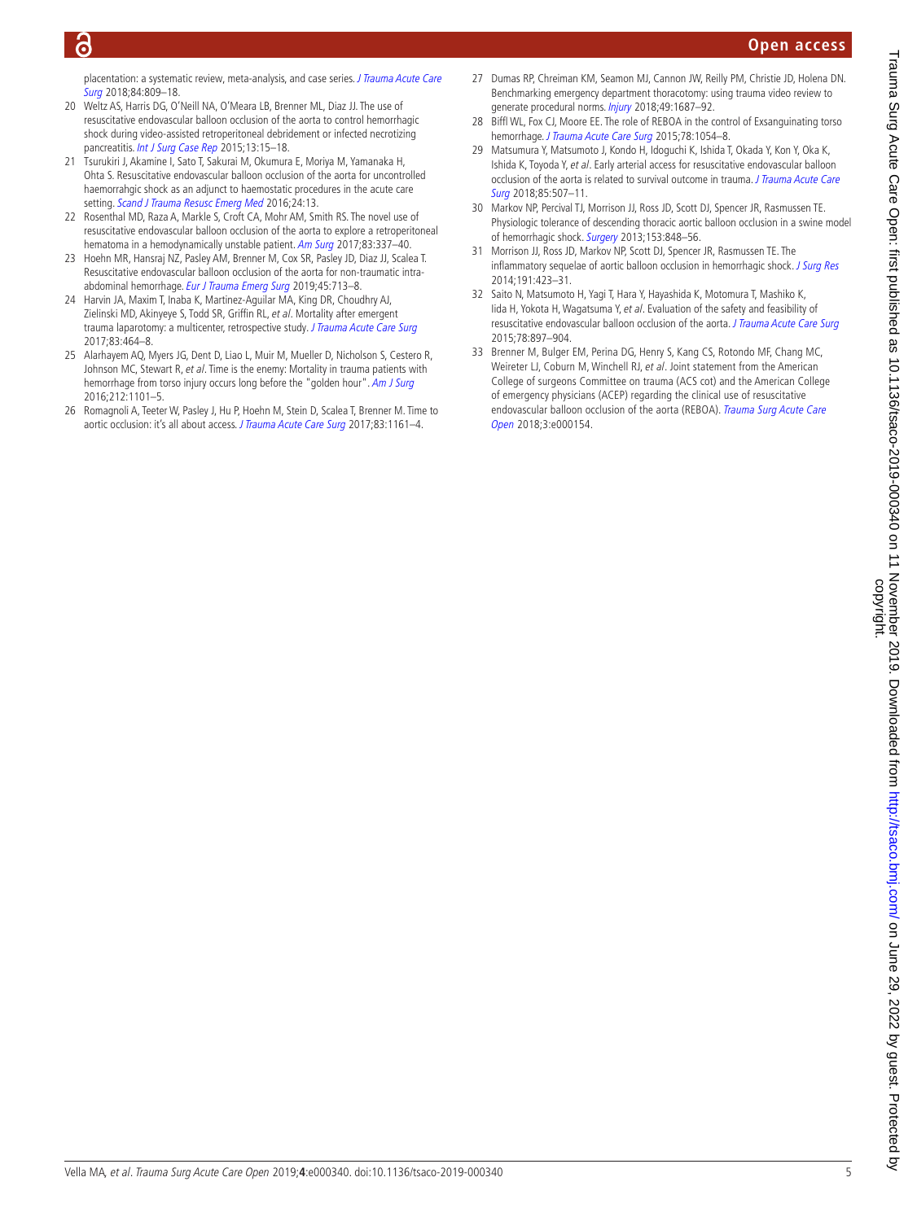placentation: a systematic review, meta-analysis, and case series. *J Trauma Acute Care Surg* 2018;84:809–18.

20 Weltz AS, Harris DG, O'Neill NA, O'Meara LB, Brenner ML, Diaz JJ. The use of resuscitative endovascular balloon occlusion of the aorta to control hemorrhagic shock during video-assisted retroperitoneal debridement or infected necrotizing pancreatitis. *Int J Surg Case Rep* 2015;13:15–18.

21 Tsurukiri J, Akamine I, Sato T, Sakurai M, Okumura E, Moriya M, Yamanaka H, Ohta S. Resuscitative endovascular balloon occlusion of the aorta for uncontrolled haemorahgic shock as an adjunct to haemostatic procedures in the acute care setting. *Scand J Trauma Resusc Emerg Med* 2016;24:13.

22 Rosenthal MD, Raza A, Markle S, Croft CA, Mohr AM, Smith RS. The novel use of resuscitative endovascular balloon occlusion of the aorta to explore a retroperitoneal hematoma in a hemodynamically unstable patient. *Am Surg* 2017;83:337–40.

23 Hoehn MR, Hansraj NZ, Pasley AM, Brenner M, Cox SR, Pasley JD, Diaz JJ, Scalea T. Resuscitative endovascular balloon occlusion of the aorta for non-traumatic intra-abdominal hemorrhage. *Eur J Trauma Emerg Surg* 2019;45:713–8.

24 Harvin JA, Maxim T, Inaba K, Martinez-Aguilar MA, King DR, Choudhry AJ, Zielinski MD, Akinyeye S, Todd SR, Griffin RL, *et al*. Mortality after emergent trauma laparotomy: a multicenter, retrospective study. *J Trauma Acute Care Surg* 2017;83:464–8.

25 Alarhayem AQ, Myers JG, Dent D, Liao L, Muir M, Mueller D, Nicholson S, Cestero R, Johnson MC, Stewart R, *et al*. Time is the enemy: Mortality in trauma patients with hemorrhage from torso injury occurs long before the "golden hour". *Am J Surg* 2016;212:1101–5.

26 Romagnoli A, Teeter W, Pasley J, Hu P, Hoehn M, Stein D, Scalea T, Brenner M. Time to aortic occlusion: it's all about access. *J Trauma Acute Care Surg* 2017;83:1161–4.

27 Dumas RP, Chreiman KM, Seamon MJ, Cannon JW, Reilly PM, Christie JD, Holena DN. Benchmarking emergency department thoracotomy: using trauma video review to generate procedural norms. *Injury* 2018;49:1687–92.

28 Biffl WL, Fox CJ, Moore EE. The role of REBOA in the control of Exsanguinating torso hemorrhage. *J Trauma Acute Care Surg* 2015;78:1054–8.

29 Matsumura Y, Matsumoto J, Kondo H, Idoguchi K, Ishida T, Okada Y, Kon Y, Oka K, Ishida K, Toyoda Y, *et al*. Early arterial access for resuscitative endovascular balloon occlusion of the aorta is related to survival outcome in trauma. *J Trauma Acute Care Surg* 2018;85:507–11.

30 Markov NP, Percival TJ, Morrison JJ, Ross JD, Scott DJ, Spencer JR, Rasmussen TE. Physiologic tolerance of descending thoracic aortic balloon occlusion in a swine model of hemorrhagic shock. *Surgery* 2013;153:848–56.

31 Morrison JJ, Ross JD, Markov NP, Scott DJ, Spencer JR, Rasmussen TE. The inflammatory sequelae of aortic balloon occlusion in hemorrhagic shock. *J Surg Res* 2014;191:423–31.

32 Saito N, Matsumoto H, Yagi T, Hara Y, Hayashida K, Motomura T, Mashiko K, Iida H, Yokota H, Wagatsuma Y, *et al*. Evaluation of the safety and feasibility of resuscitative endovascular balloon occlusion of the aorta. *J Trauma Acute Care Surg* 2015;78:897–904.

33 Brenner M, Bulger EM, Perina DG, Henry S, Kang CS, Rotondo MF, Chang MC, Weireter LJ, Coburn M, Winchell RJ, *et al*. Joint statement from the American College of surgeons Committee on trauma (ACS cot) and the American College of emergency physicians (ACEP) regarding the clinical use of resuscitative endovascular balloon occlusion of the aorta (REBOA). *Trauma Surg Acute Care Open* 2018;3:e000154.